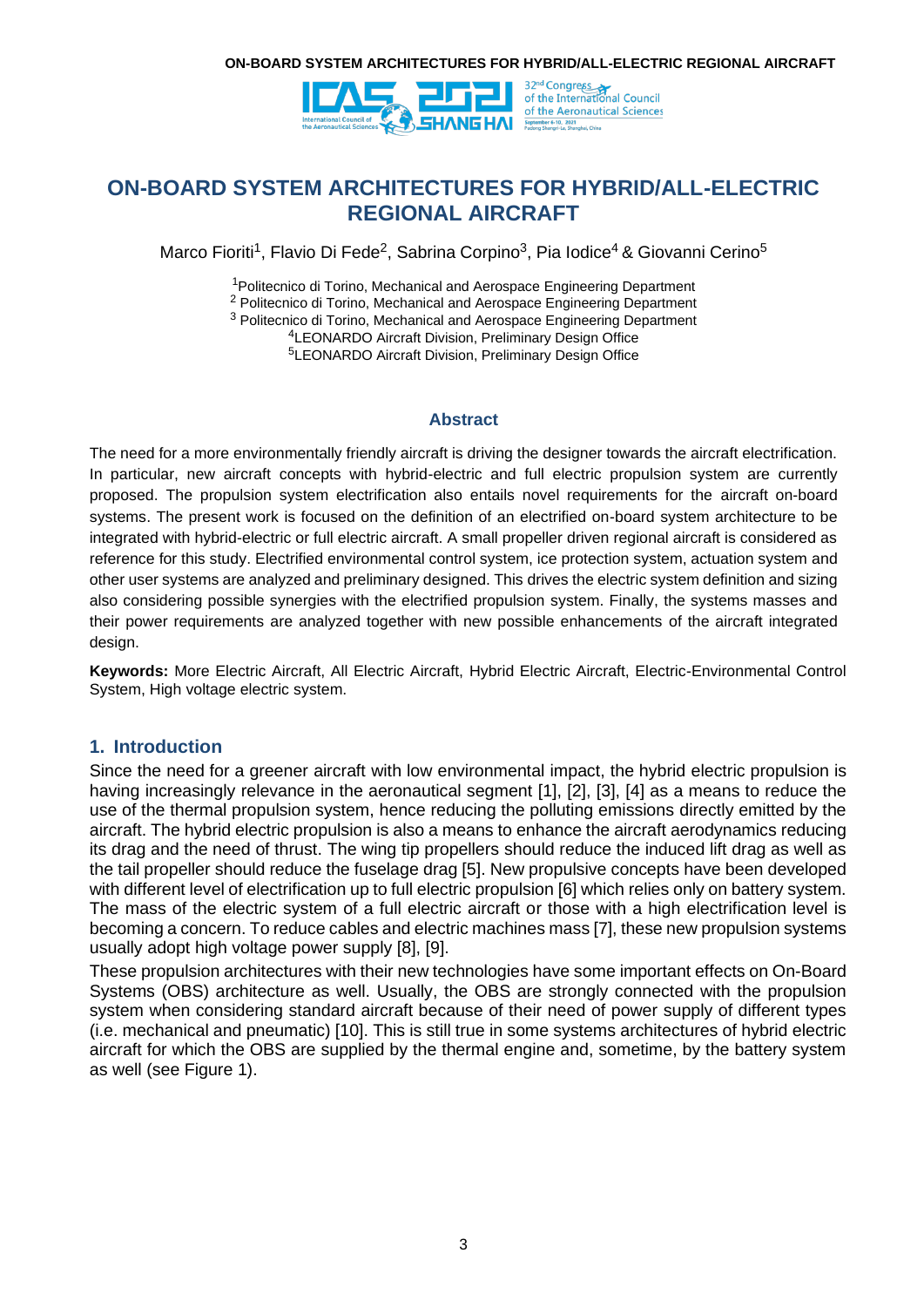# ON-BOARD SYSTEM ARCHITECTURES FOR HYBRID/ALL-ELECTRIC REGIONAL AIRCRAFT

Marco Fioriti[1], Flavio Di Fede[2], Sabrina Corpino[3], Pia Iodice[4] & Giovanni Cerino[5]

[1]Politecnico di Torino, Mechanical and Aerospace Engineering Department
[2] Politecnico di Torino, Mechanical and Aerospace Engineering Department
[3] Politecnico di Torino, Mechanical and Aerospace Engineering Department
[4]LEONARDO Aircraft Division, Preliminary Design Office
[5]LEONARDO Aircraft Division, Preliminary Design Office

## Abstract

The need for a more environmentally friendly aircraft is driving the designer towards the aircraft electrification. In particular, new aircraft concepts with hybrid-electric and full electric propulsion system are currently proposed. The propulsion system electrification also entails novel requirements for the aircraft on-board systems. The present work is focused on the definition of an electrified on-board system architecture to be integrated with hybrid-electric or full electric aircraft. A small propeller driven regional aircraft is considered as reference for this study. Electrified environmental control system, ice protection system, actuation system and other user systems are analyzed and preliminary designed. This drives the electric system definition and sizing also considering possible synergies with the electrified propulsion system. Finally, the systems masses and their power requirements are analyzed together with new possible enhancements of the aircraft integrated design.

**Keywords:** More Electric Aircraft, All Electric Aircraft, Hybrid Electric Aircraft, Electric-Environmental Control System, High voltage electric system.

## 1. Introduction

Since the need for a greener aircraft with low environmental impact, the hybrid electric propulsion is having increasingly relevance in the aeronautical segment [1], [2], [3], [4] as a means to reduce the use of the thermal propulsion system, hence reducing the polluting emissions directly emitted by the aircraft. The hybrid electric propulsion is also a means to enhance the aircraft aerodynamics reducing its drag and the need of thrust. The wing tip propellers should reduce the induced lift drag as well as the tail propeller should reduce the fuselage drag [5]. New propulsive concepts have been developed with different level of electrification up to full electric propulsion [6] which relies only on battery system. The mass of the electric system of a full electric aircraft or those with a high electrification level is becoming a concern. To reduce cables and electric machines mass [7], these new propulsion systems usually adopt high voltage power supply [8], [9].

These propulsion architectures with their new technologies have some important effects on On-Board Systems (OBS) architecture as well. Usually, the OBS are strongly connected with the propulsion system when considering standard aircraft because of their need of power supply of different types (i.e. mechanical and pneumatic) [10]. This is still true in some systems architectures of hybrid electric aircraft for which the OBS are supplied by the thermal engine and, sometime, by the battery system as well (see Figure 1).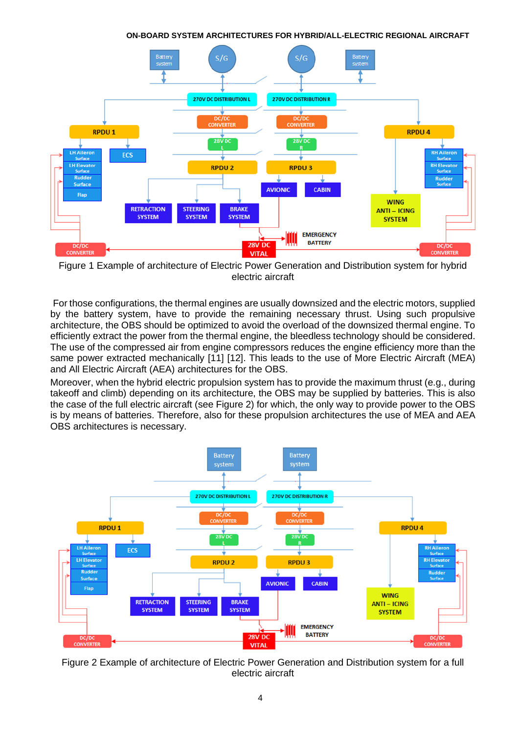Figure 1 Example of architecture of Electric Power Generation and Distribution system for hybrid electric aircraft

For those configurations, the thermal engines are usually downsized and the electric motors, supplied by the battery system, have to provide the remaining necessary thrust. Using such propulsive architecture, the OBS should be optimized to avoid the overload of the downsized thermal engine. To efficiently extract the power from the thermal engine, the bleedless technology should be considered. The use of the compressed air from engine compressors reduces the engine efficiency more than the same power extracted mechanically [11] [12]. This leads to the use of More Electric Aircraft (MEA) and All Electric Aircraft (AEA) architectures for the OBS.

Moreover, when the hybrid electric propulsion system has to provide the maximum thrust (e.g., during takeoff and climb) depending on its architecture, the OBS may be supplied by batteries. This is also the case of the full electric aircraft (see Figure 2) for which, the only way to provide power to the OBS is by means of batteries. Therefore, also for these propulsion architectures the use of MEA and AEA OBS architectures is necessary.

Figure 2 Example of architecture of Electric Power Generation and Distribution system for a full electric aircraft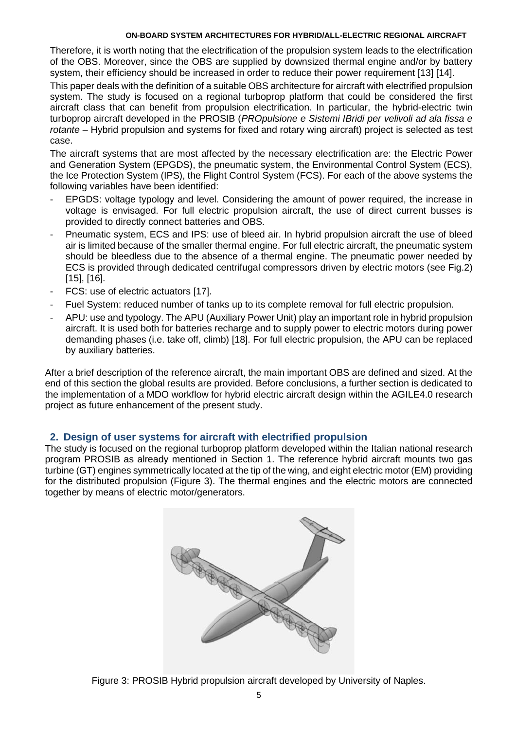Therefore, it is worth noting that the electrification of the propulsion system leads to the electrification of the OBS. Moreover, since the OBS are supplied by downsized thermal engine and/or by battery system, their efficiency should be increased in order to reduce their power requirement [13] [14].

This paper deals with the definition of a suitable OBS architecture for aircraft with electrified propulsion system. The study is focused on a regional turboprop platform that could be considered the first aircraft class that can benefit from propulsion electrification. In particular, the hybrid-electric twin turboprop aircraft developed in the PROSIB (*PROpulsione e Sistemi IBridi per velivoli ad ala fissa e rotante* – Hybrid propulsion and systems for fixed and rotary wing aircraft) project is selected as test case.

The aircraft systems that are most affected by the necessary electrification are: the Electric Power and Generation System (EPGDS), the pneumatic system, the Environmental Control System (ECS), the Ice Protection System (IPS), the Flight Control System (FCS). For each of the above systems the following variables have been identified:

- EPGDS: voltage typology and level. Considering the amount of power required, the increase in voltage is envisaged. For full electric propulsion aircraft, the use of direct current busses is provided to directly connect batteries and OBS.
- Pneumatic system, ECS and IPS: use of bleed air. In hybrid propulsion aircraft the use of bleed air is limited because of the smaller thermal engine. For full electric aircraft, the pneumatic system should be bleedless due to the absence of a thermal engine. The pneumatic power needed by ECS is provided through dedicated centrifugal compressors driven by electric motors (see Fig.2) [15], [16].
- FCS: use of electric actuators [17].
- Fuel System: reduced number of tanks up to its complete removal for full electric propulsion.
- APU: use and typology. The APU (Auxiliary Power Unit) play an important role in hybrid propulsion aircraft. It is used both for batteries recharge and to supply power to electric motors during power demanding phases (i.e. take off, climb) [18]. For full electric propulsion, the APU can be replaced by auxiliary batteries.

After a brief description of the reference aircraft, the main important OBS are defined and sized. At the end of this section the global results are provided. Before conclusions, a further section is dedicated to the implementation of a MDO workflow for hybrid electric aircraft design within the AGILE4.0 research project as future enhancement of the present study.

## 2. Design of user systems for aircraft with electrified propulsion

The study is focused on the regional turboprop platform developed within the Italian national research program PROSIB as already mentioned in Section 1. The reference hybrid aircraft mounts two gas turbine (GT) engines symmetrically located at the tip of the wing, and eight electric motor (EM) providing for the distributed propulsion (Figure 3). The thermal engines and the electric motors are connected together by means of electric motor/generators.

Figure 3: PROSIB Hybrid propulsion aircraft developed by University of Naples.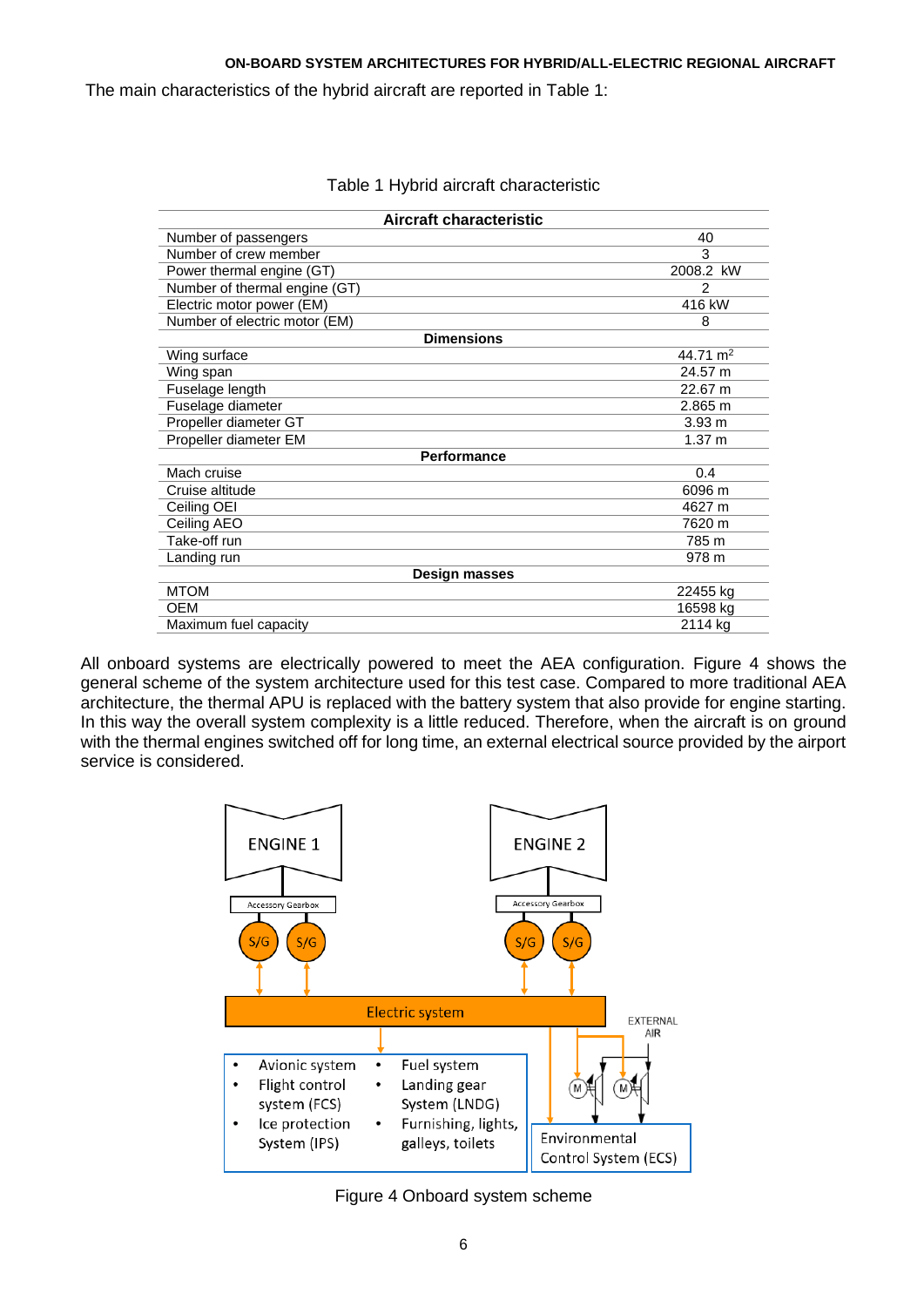The main characteristics of the hybrid aircraft are reported in Table 1:

Table 1 Hybrid aircraft characteristic

| Aircraft characteristic | |
|---|---|
| Number of passengers | 40 |
| Number of crew member | 3 |
| Power thermal engine (GT) | 2008.2 kW |
| Number of thermal engine (GT) | 2 |
| Electric motor power (EM) | 416 kW |
| Number of electric motor (EM) | 8 |
| **Dimensions** | |
| Wing surface | 44.71 $m^2$ |
| Wing span | 24.57 m |
| Fuselage length | 22.67 m |
| Fuselage diameter | 2.865 m |
| Propeller diameter GT | 3.93 m |
| Propeller diameter EM | 1.37 m |
| **Performance** | |
| Mach cruise | 0.4 |
| Cruise altitude | 6096 m |
| Ceiling OEI | 4627 m |
| Ceiling AEO | 7620 m |
| Take-off run | 785 m |
| Landing run | 978 m |
| **Design masses** | |
| MTOM | 22455 kg |
| OEM | 16598 kg |
| Maximum fuel capacity | 2114 kg |

All onboard systems are electrically powered to meet the AEA configuration. Figure 4 shows the general scheme of the system architecture used for this test case. Compared to more traditional AEA architecture, the thermal APU is replaced with the battery system that also provide for engine starting. In this way the overall system complexity is a little reduced. Therefore, when the aircraft is on ground with the thermal engines switched off for long time, an external electrical source provided by the airport service is considered.

Figure 4 Onboard system scheme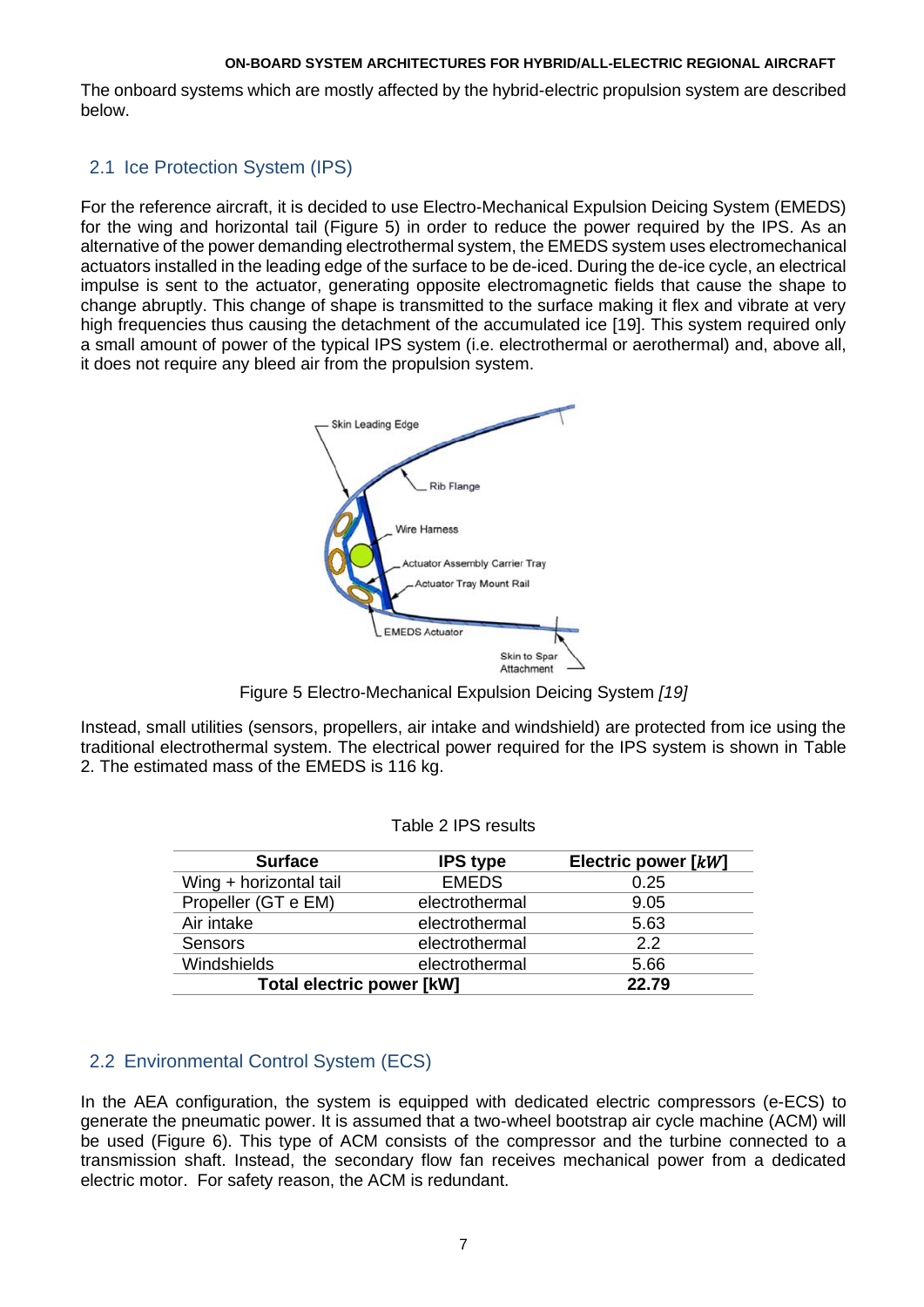The onboard systems which are mostly affected by the hybrid-electric propulsion system are described below.

## 2.1 Ice Protection System (IPS)

For the reference aircraft, it is decided to use Electro-Mechanical Expulsion Deicing System (EMEDS) for the wing and horizontal tail (Figure 5) in order to reduce the power required by the IPS. As an alternative of the power demanding electrothermal system, the EMEDS system uses electromechanical actuators installed in the leading edge of the surface to be de-iced. During the de-ice cycle, an electrical impulse is sent to the actuator, generating opposite electromagnetic fields that cause the shape to change abruptly. This change of shape is transmitted to the surface making it flex and vibrate at very high frequencies thus causing the detachment of the accumulated ice [19]. This system required only a small amount of power of the typical IPS system (i.e. electrothermal or aerothermal) and, above all, it does not require any bleed air from the propulsion system.

Figure 5 Electro-Mechanical Expulsion Deicing System *[19]*

Instead, small utilities (sensors, propellers, air intake and windshield) are protected from ice using the traditional electrothermal system. The electrical power required for the IPS system is shown in Table 2. The estimated mass of the EMEDS is 116 kg.

Table 2 IPS results

| Surface | IPS type | Electric power [$kW$] |
|---|---|---|
| Wing + horizontal tail | EMEDS | 0.25 |
| Propeller (GT e EM) | electrothermal | 9.05 |
| Air intake | electrothermal | 5.63 |
| Sensors | electrothermal | 2.2 |
| Windshields | electrothermal | 5.66 |
| **Total electric power [kW]** | | **22.79** |

## 2.2 Environmental Control System (ECS)

In the AEA configuration, the system is equipped with dedicated electric compressors (e-ECS) to generate the pneumatic power. It is assumed that a two-wheel bootstrap air cycle machine (ACM) will be used (Figure 6). This type of ACM consists of the compressor and the turbine connected to a transmission shaft. Instead, the secondary flow fan receives mechanical power from a dedicated electric motor. For safety reason, the ACM is redundant.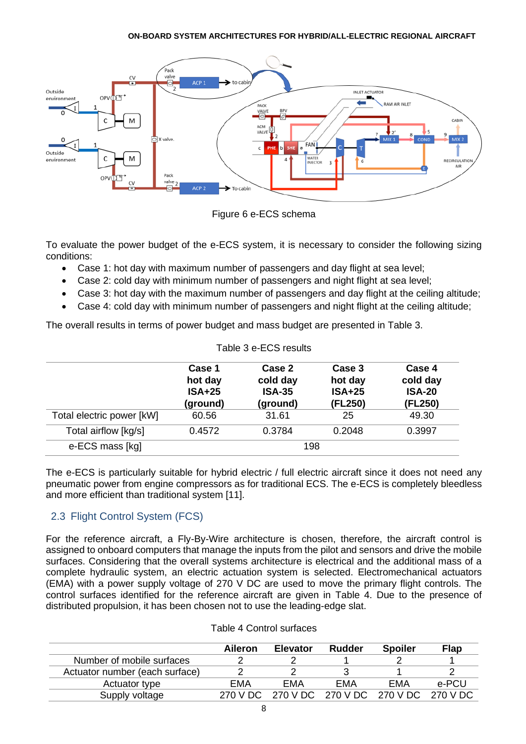Figure 6 e-ECS schema

To evaluate the power budget of the e-ECS system, it is necessary to consider the following sizing conditions:

- Case 1: hot day with maximum number of passengers and day flight at sea level;
- Case 2: cold day with minimum number of passengers and night flight at sea level;
- Case 3: hot day with the maximum number of passengers and day flight at the ceiling altitude;
- Case 4: cold day with minimum number of passengers and night flight at the ceiling altitude;

The overall results in terms of power budget and mass budget are presented in Table 3.

Table 3 e-ECS results

| | **Case 1 hot day ISA+25 (ground)** | **Case 2 cold day ISA-35 (ground)** | **Case 3 hot day ISA+25 (FL250)** | **Case 4 cold day ISA-20 (FL250)** |
|---|---|---|---|---|
| Total electric power [kW] | 60.56 | 31.61 | 25 | 49.30 |
| Total airflow [kg/s] | 0.4572 | 0.3784 | 0.2048 | 0.3997 |
| e-ECS mass [kg] | 198 | | | |

The e-ECS is particularly suitable for hybrid electric / full electric aircraft since it does not need any pneumatic power from engine compressors as for traditional ECS. The e-ECS is completely bleedless and more efficient than traditional system [11].

## 2.3 Flight Control System (FCS)

For the reference aircraft, a Fly-By-Wire architecture is chosen, therefore, the aircraft control is assigned to onboard computers that manage the inputs from the pilot and sensors and drive the mobile surfaces. Considering that the overall systems architecture is electrical and the additional mass of a complete hydraulic system, an electric actuation system is selected. Electromechanical actuators (EMA) with a power supply voltage of 270 V DC are used to move the primary flight controls. The control surfaces identified for the reference aircraft are given in Table 4. Due to the presence of distributed propulsion, it has been chosen not to use the leading-edge slat.

Table 4 Control surfaces

| | **Aileron** | **Elevator** | **Rudder** | **Spoiler** | **Flap** |
|---|---|---|---|---|---|
| Number of mobile surfaces | 2 | 2 | 1 | 2 | 1 |
| Actuator number (each surface) | 2 | 2 | 3 | 1 | 2 |
| Actuator type | EMA | EMA | EMA | EMA | e-PCU |
| Supply voltage | 270 V DC | 270 V DC | 270 V DC | 270 V DC | 270 V DC |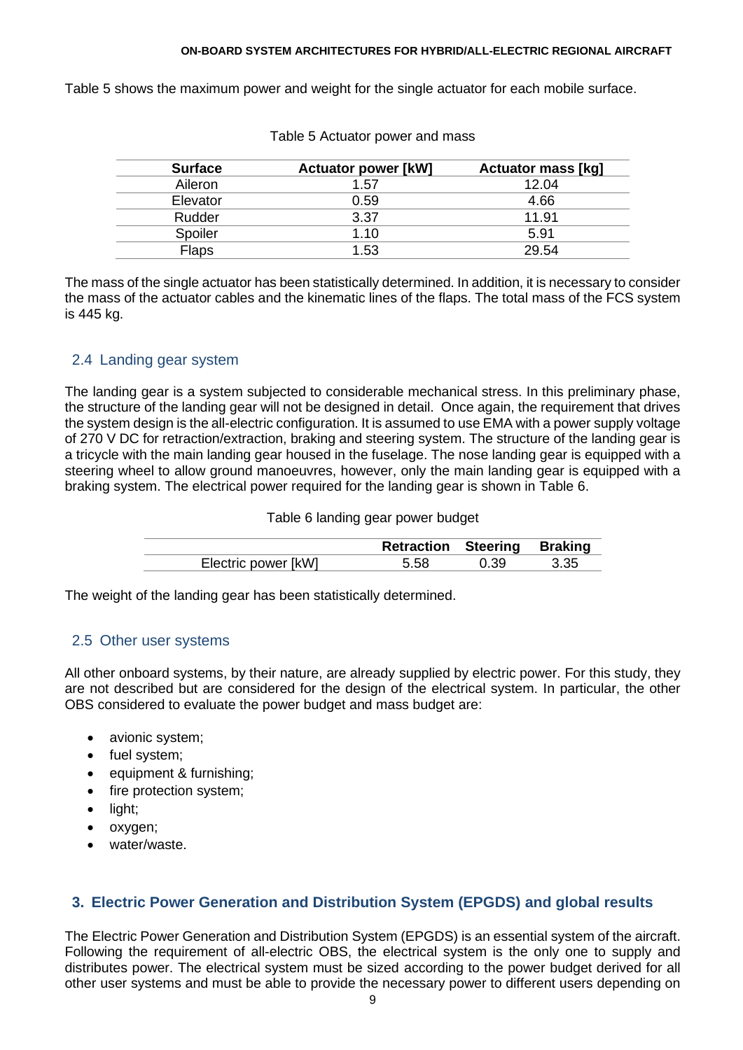Table 5 shows the maximum power and weight for the single actuator for each mobile surface.

Table 5 Actuator power and mass

| Surface | Actuator power [kW] | Actuator mass [kg] |
|---|---|---|
| Aileron | 1.57 | 12.04 |
| Elevator | 0.59 | 4.66 |
| Rudder | 3.37 | 11.91 |
| Spoiler | 1.10 | 5.91 |
| Flaps | 1.53 | 29.54 |

The mass of the single actuator has been statistically determined. In addition, it is necessary to consider the mass of the actuator cables and the kinematic lines of the flaps. The total mass of the FCS system is 445 kg.

## 2.4 Landing gear system

The landing gear is a system subjected to considerable mechanical stress. In this preliminary phase, the structure of the landing gear will not be designed in detail. Once again, the requirement that drives the system design is the all-electric configuration. It is assumed to use EMA with a power supply voltage of 270 V DC for retraction/extraction, braking and steering system. The structure of the landing gear is a tricycle with the main landing gear housed in the fuselage. The nose landing gear is equipped with a steering wheel to allow ground manoeuvres, however, only the main landing gear is equipped with a braking system. The electrical power required for the landing gear is shown in Table 6.

Table 6 landing gear power budget

| | Retraction | Steering | Braking |
|---|---|---|---|
| Electric power [kW] | 5.58 | 0.39 | 3.35 |

The weight of the landing gear has been statistically determined.

## 2.5 Other user systems

All other onboard systems, by their nature, are already supplied by electric power. For this study, they are not described but are considered for the design of the electrical system. In particular, the other OBS considered to evaluate the power budget and mass budget are:

- avionic system;
- fuel system;
- equipment & furnishing;
- fire protection system;
- light;
- oxygen;
- water/waste.

# 3. Electric Power Generation and Distribution System (EPGDS) and global results

The Electric Power Generation and Distribution System (EPGDS) is an essential system of the aircraft. Following the requirement of all-electric OBS, the electrical system is the only one to supply and distributes power. The electrical system must be sized according to the power budget derived for all other user systems and must be able to provide the necessary power to different users depending on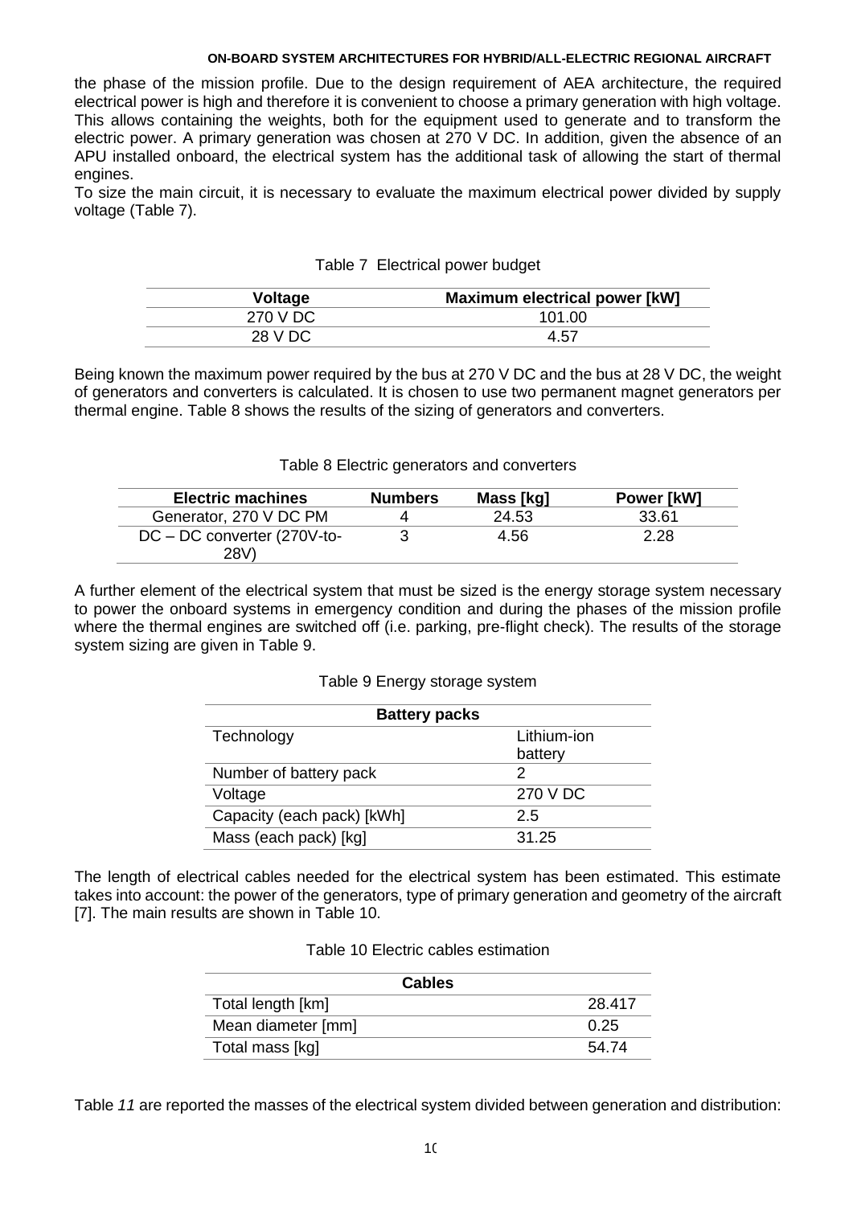the phase of the mission profile. Due to the design requirement of AEA architecture, the required electrical power is high and therefore it is convenient to choose a primary generation with high voltage. This allows containing the weights, both for the equipment used to generate and to transform the electric power. A primary generation was chosen at 270 V DC. In addition, given the absence of an APU installed onboard, the electrical system has the additional task of allowing the start of thermal engines.

To size the main circuit, it is necessary to evaluate the maximum electrical power divided by supply voltage (Table 7).

Table 7 Electrical power budget

| Voltage | Maximum electrical power [kW] |
|---|---|
| 270 V DC | 101.00 |
| 28 V DC | 4.57 |

Being known the maximum power required by the bus at 270 V DC and the bus at 28 V DC, the weight of generators and converters is calculated. It is chosen to use two permanent magnet generators per thermal engine. Table 8 shows the results of the sizing of generators and converters.

Table 8 Electric generators and converters

| Electric machines | Numbers | Mass [kg] | Power [kW] |
|---|---|---|---|
| Generator, 270 V DC PM | 4 | 24.53 | 33.61 |
| DC – DC converter (270V-to-28V) | 3 | 4.56 | 2.28 |

A further element of the electrical system that must be sized is the energy storage system necessary to power the onboard systems in emergency condition and during the phases of the mission profile where the thermal engines are switched off (i.e. parking, pre-flight check). The results of the storage system sizing are given in Table 9.

Table 9 Energy storage system

| Battery packs | |
|---|---|
| Technology | Lithium-ion battery |
| Number of battery pack | 2 |
| Voltage | 270 V DC |
| Capacity (each pack) [kWh] | 2.5 |
| Mass (each pack) [kg] | 31.25 |

The length of electrical cables needed for the electrical system has been estimated. This estimate takes into account: the power of the generators, type of primary generation and geometry of the aircraft [7]. The main results are shown in Table 10.

Table 10 Electric cables estimation

| Cables | |
|---|---|
| Total length [km] | 28.417 |
| Mean diameter [mm] | 0.25 |
| Total mass [kg] | 54.74 |

Table *11* are reported the masses of the electrical system divided between generation and distribution: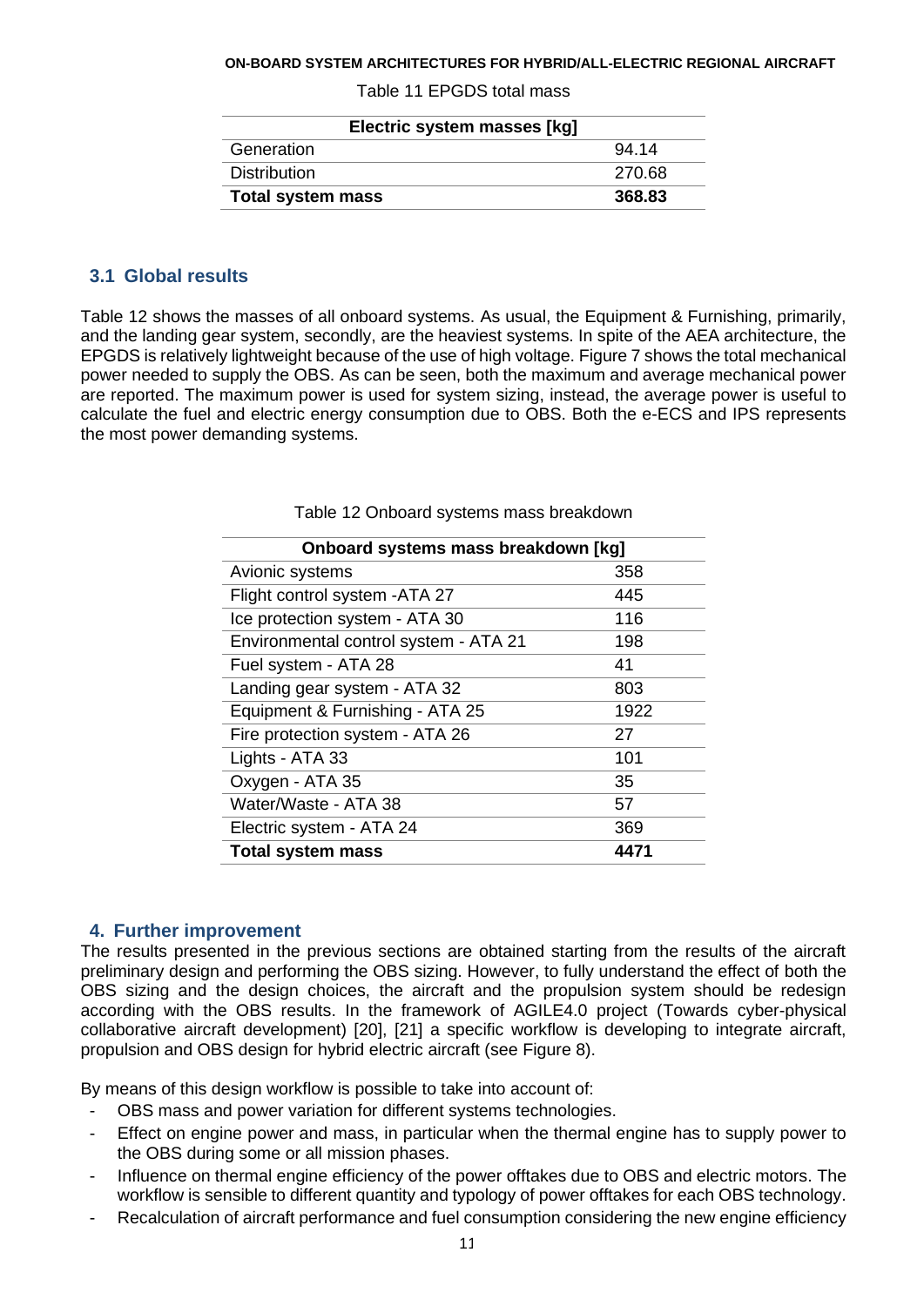Table 11 EPGDS total mass

| Electric system masses [kg] | |
|---|---|
| Generation | 94.14 |
| Distribution | 270.68 |
| **Total system mass** | **368.83** |

## 3.1 Global results

Table 12 shows the masses of all onboard systems. As usual, the Equipment & Furnishing, primarily, and the landing gear system, secondly, are the heaviest systems. In spite of the AEA architecture, the EPGDS is relatively lightweight because of the use of high voltage. Figure 7 shows the total mechanical power needed to supply the OBS. As can be seen, both the maximum and average mechanical power are reported. The maximum power is used for system sizing, instead, the average power is useful to calculate the fuel and electric energy consumption due to OBS. Both the e-ECS and IPS represents the most power demanding systems.

Table 12 Onboard systems mass breakdown

| Onboard systems mass breakdown [kg] | |
|---|---|
| Avionic systems | 358 |
| Flight control system -ATA 27 | 445 |
| Ice protection system - ATA 30 | 116 |
| Environmental control system - ATA 21 | 198 |
| Fuel system - ATA 28 | 41 |
| Landing gear system - ATA 32 | 803 |
| Equipment & Furnishing - ATA 25 | 1922 |
| Fire protection system - ATA 26 | 27 |
| Lights - ATA 33 | 101 |
| Oxygen - ATA 35 | 35 |
| Water/Waste - ATA 38 | 57 |
| Electric system - ATA 24 | 369 |
| **Total system mass** | **4471** |

## 4. Further improvement

The results presented in the previous sections are obtained starting from the results of the aircraft preliminary design and performing the OBS sizing. However, to fully understand the effect of both the OBS sizing and the design choices, the aircraft and the propulsion system should be redesign according with the OBS results. In the framework of AGILE4.0 project (Towards cyber-physical collaborative aircraft development) [20], [21] a specific workflow is developing to integrate aircraft, propulsion and OBS design for hybrid electric aircraft (see Figure 8).

By means of this design workflow is possible to take into account of:

- OBS mass and power variation for different systems technologies.
- Effect on engine power and mass, in particular when the thermal engine has to supply power to the OBS during some or all mission phases.
- Influence on thermal engine efficiency of the power offtakes due to OBS and electric motors. The workflow is sensible to different quantity and typology of power offtakes for each OBS technology.
- Recalculation of aircraft performance and fuel consumption considering the new engine efficiency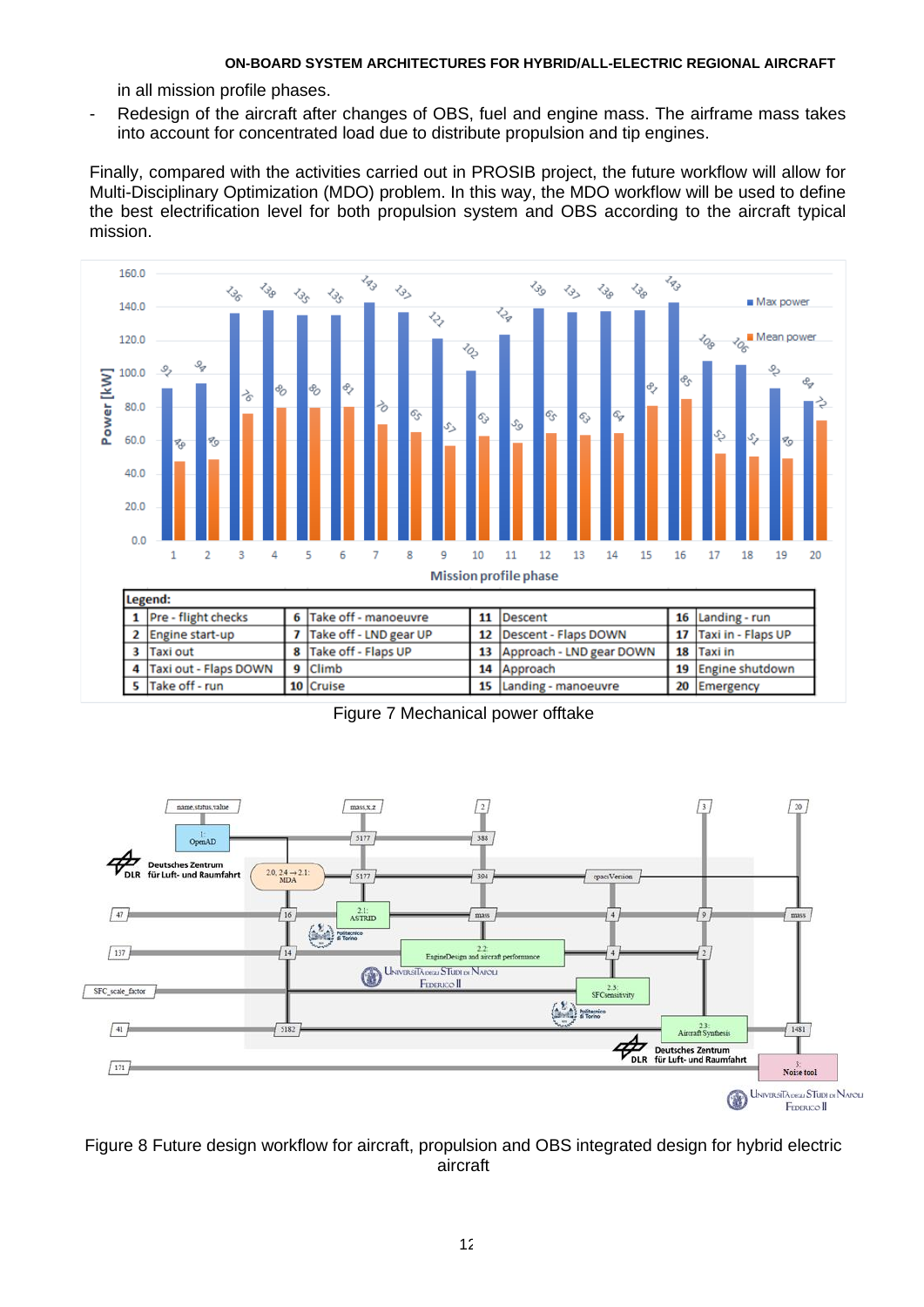in all mission profile phases.

- Redesign of the aircraft after changes of OBS, fuel and engine mass. The airframe mass takes into account for concentrated load due to distribute propulsion and tip engines.

Finally, compared with the activities carried out in PROSIB project, the future workflow will allow for Multi-Disciplinary Optimization (MDO) problem. In this way, the MDO workflow will be used to define the best electrification level for both propulsion system and OBS according to the aircraft typical mission.

| Mission profile phase | Max power [kW] | Mean power [kW] |
|---|---|---|
| 1 | 91 | 48 |
| 2 | 94 | 49 |
| 3 | 136 | 76 |
| 4 | 138 | 80 |
| 5 | 135 | 80 |
| 6 | 135 | 81 |
| 7 | 143 | 70 |
| 8 | 137 | 65 |
| 9 | 121 | 57 |
| 10 | 102 | 63 |
| 11 | 124 | 59 |
| 12 | 139 | 65 |
| 13 | 137 | 63 |
| 14 | 138 | 64 |
| 15 | 138 | 81 |
| 16 | 143 | 85 |
| 17 | 108 | 52 |
| 18 | 106 | 51 |
| 19 | 92 | 49 |
| 20 | 84 | 72 |

Legend:

| | | | | | | | |
|---|---|---|---|---|---|---|---|
| 1 | Pre - flight checks | 6 | Take off - manoeuvre | 11 | Descent | 16 | Landing - run |
| 2 | Engine start-up | 7 | Take off - LND gear UP | 12 | Descent - Flaps DOWN | 17 | Taxi in - Flaps UP |
| 3 | Taxi out | 8 | Take off - Flaps UP | 13 | Approach - LND gear DOWN | 18 | Taxi in |
| 4 | Taxi out - Flaps DOWN | 9 | Climb | 14 | Approach | 19 | Engine shutdown |
| 5 | Take off - run | 10 | Cruise | 15 | Landing - manoeuvre | 20 | Emergency |

Figure 7 Mechanical power offtake

Figure 8 Future design workflow for aircraft, propulsion and OBS integrated design for hybrid electric aircraft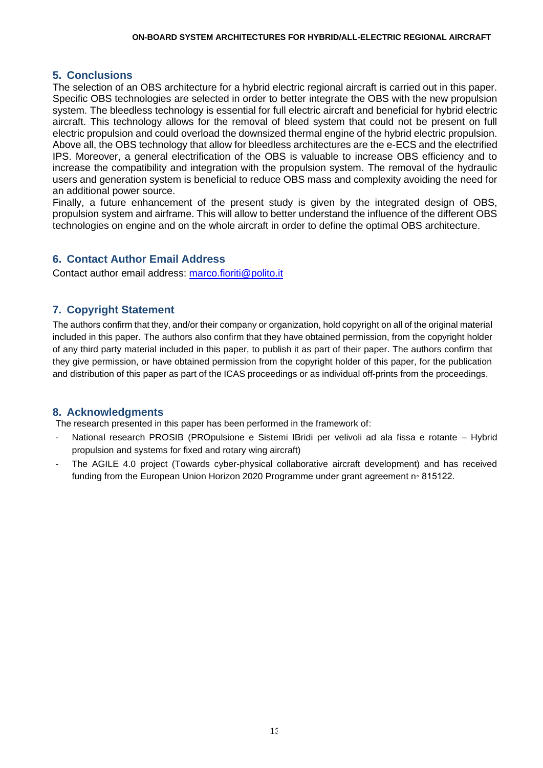## 5. Conclusions

The selection of an OBS architecture for a hybrid electric regional aircraft is carried out in this paper. Specific OBS technologies are selected in order to better integrate the OBS with the new propulsion system. The bleedless technology is essential for full electric aircraft and beneficial for hybrid electric aircraft. This technology allows for the removal of bleed system that could not be present on full electric propulsion and could overload the downsized thermal engine of the hybrid electric propulsion. Above all, the OBS technology that allow for bleedless architectures are the e-ECS and the electrified IPS. Moreover, a general electrification of the OBS is valuable to increase OBS efficiency and to increase the compatibility and integration with the propulsion system. The removal of the hydraulic users and generation system is beneficial to reduce OBS mass and complexity avoiding the need for an additional power source.

Finally, a future enhancement of the present study is given by the integrated design of OBS, propulsion system and airframe. This will allow to better understand the influence of the different OBS technologies on engine and on the whole aircraft in order to define the optimal OBS architecture.

## 6. Contact Author Email Address

Contact author email address: marco.fioriti@polito.it

## 7. Copyright Statement

The authors confirm that they, and/or their company or organization, hold copyright on all of the original material included in this paper. The authors also confirm that they have obtained permission, from the copyright holder of any third party material included in this paper, to publish it as part of their paper. The authors confirm that they give permission, or have obtained permission from the copyright holder of this paper, for the publication and distribution of this paper as part of the ICAS proceedings or as individual off-prints from the proceedings.

## 8. Acknowledgments

The research presented in this paper has been performed in the framework of:

- National research PROSIB (PROpulsione e Sistemi IBridi per velivoli ad ala fissa e rotante – Hybrid propulsion and systems for fixed and rotary wing aircraft)
- The AGILE 4.0 project (Towards cyber-physical collaborative aircraft development) and has received funding from the European Union Horizon 2020 Programme under grant agreement n◦ 815122.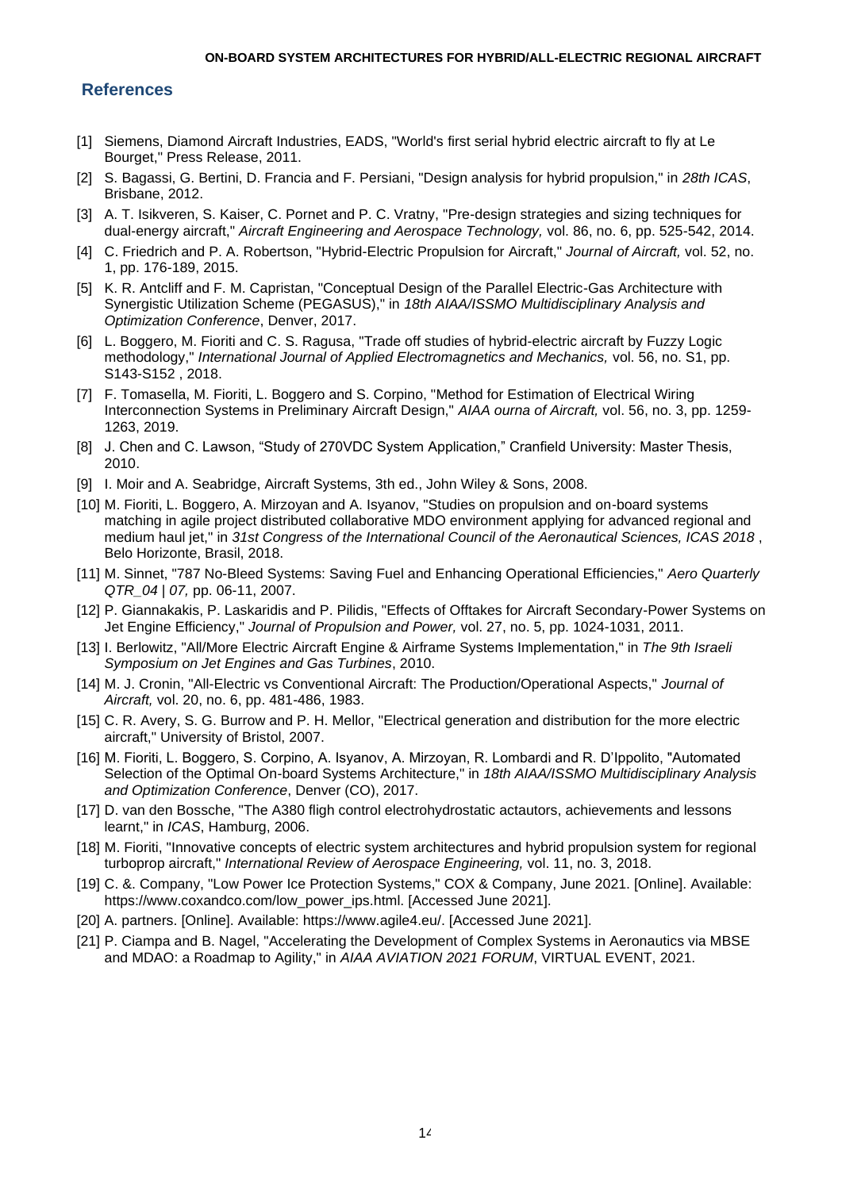## References

[1] Siemens, Diamond Aircraft Industries, EADS, "World's first serial hybrid electric aircraft to fly at Le Bourget," Press Release, 2011.

[2] S. Bagassi, G. Bertini, D. Francia and F. Persiani, "Design analysis for hybrid propulsion," in *28th ICAS*, Brisbane, 2012.

[3] A. T. Isikveren, S. Kaiser, C. Pornet and P. C. Vratny, "Pre-design strategies and sizing techniques for dual-energy aircraft," *Aircraft Engineering and Aerospace Technology,* vol. 86, no. 6, pp. 525-542, 2014.

[4] C. Friedrich and P. A. Robertson, "Hybrid-Electric Propulsion for Aircraft," *Journal of Aircraft,* vol. 52, no. 1, pp. 176-189, 2015.

[5] K. R. Antcliff and F. M. Capristan, "Conceptual Design of the Parallel Electric-Gas Architecture with Synergistic Utilization Scheme (PEGASUS)," in *18th AIAA/ISSMO Multidisciplinary Analysis and Optimization Conference*, Denver, 2017.

[6] L. Boggero, M. Fioriti and C. S. Ragusa, "Trade off studies of hybrid-electric aircraft by Fuzzy Logic methodology," *International Journal of Applied Electromagnetics and Mechanics,* vol. 56, no. S1, pp. S143-S152 , 2018.

[7] F. Tomasella, M. Fioriti, L. Boggero and S. Corpino, "Method for Estimation of Electrical Wiring Interconnection Systems in Preliminary Aircraft Design," *AIAA ourna of Aircraft,* vol. 56, no. 3, pp. 1259-1263, 2019.

[8] J. Chen and C. Lawson, "Study of 270VDC System Application," Cranfield University: Master Thesis, 2010.

[9] I. Moir and A. Seabridge, Aircraft Systems, 3th ed., John Wiley & Sons, 2008.

[10] M. Fioriti, L. Boggero, A. Mirzoyan and A. Isyanov, "Studies on propulsion and on-board systems matching in agile project distributed collaborative MDO environment applying for advanced regional and medium haul jet," in *31st Congress of the International Council of the Aeronautical Sciences, ICAS 2018* , Belo Horizonte, Brasil, 2018.

[11] M. Sinnet, "787 No-Bleed Systems: Saving Fuel and Enhancing Operational Efficiencies," *Aero Quarterly QTR_04 | 07,* pp. 06-11, 2007.

[12] P. Giannakakis, P. Laskaridis and P. Pilidis, "Effects of Offtakes for Aircraft Secondary-Power Systems on Jet Engine Efficiency," *Journal of Propulsion and Power,* vol. 27, no. 5, pp. 1024-1031, 2011.

[13] I. Berlowitz, "All/More Electric Aircraft Engine & Airframe Systems Implementation," in *The 9th Israeli Symposium on Jet Engines and Gas Turbines*, 2010.

[14] M. J. Cronin, "All-Electric vs Conventional Aircraft: The Production/Operational Aspects," *Journal of Aircraft,* vol. 20, no. 6, pp. 481-486, 1983.

[15] C. R. Avery, S. G. Burrow and P. H. Mellor, "Electrical generation and distribution for the more electric aircraft," University of Bristol, 2007.

[16] M. Fioriti, L. Boggero, S. Corpino, A. Isyanov, A. Mirzoyan, R. Lombardi and R. D'Ippolito, "Automated Selection of the Optimal On-board Systems Architecture," in *18th AIAA/ISSMO Multidisciplinary Analysis and Optimization Conference*, Denver (CO), 2017.

[17] D. van den Bossche, "The A380 fligh control electrohydrostatic actautors, achievements and lessons learnt," in *ICAS*, Hamburg, 2006.

[18] M. Fioriti, "Innovative concepts of electric system architectures and hybrid propulsion system for regional turboprop aircraft," *International Review of Aerospace Engineering,* vol. 11, no. 3, 2018.

[19] C. &. Company, "Low Power Ice Protection Systems," COX & Company, June 2021. [Online]. Available: https://www.coxandco.com/low_power_ips.html. [Accessed June 2021].

[20] A. partners. [Online]. Available: https://www.agile4.eu/. [Accessed June 2021].

[21] P. Ciampa and B. Nagel, "Accelerating the Development of Complex Systems in Aeronautics via MBSE and MDAO: a Roadmap to Agility," in *AIAA AVIATION 2021 FORUM*, VIRTUAL EVENT, 2021.